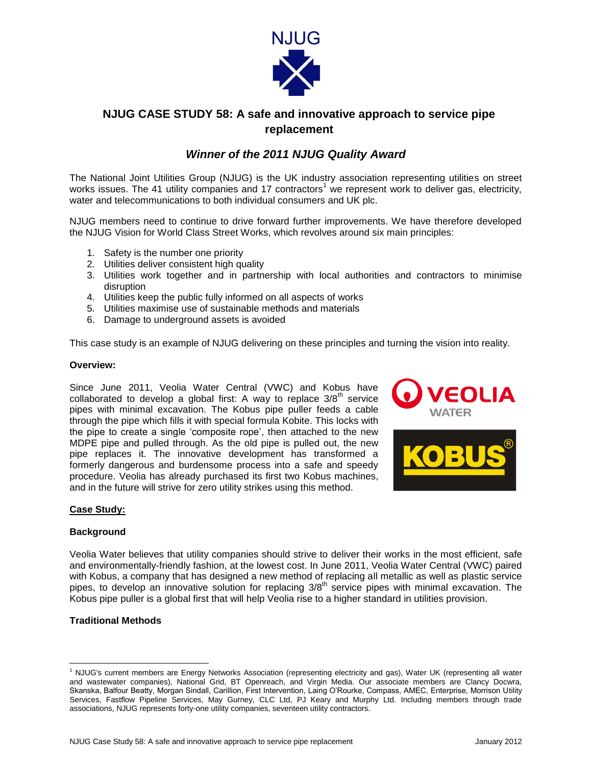NJUG

# NJUG CASE STUDY 58: A safe and innovative approach to service pipe replacement

## *Winner of the 2011 NJUG Quality Award*

The National Joint Utilities Group (NJUG) is the UK industry association representing utilities on street works issues. The 41 utility companies and 17 contractors[1] we represent work to deliver gas, electricity, water and telecommunications to both individual consumers and UK plc.

NJUG members need to continue to drive forward further improvements. We have therefore developed the NJUG Vision for World Class Street Works, which revolves around six main principles:

1. Safety is the number one priority
2. Utilities deliver consistent high quality
3. Utilities work together and in partnership with local authorities and contractors to minimise disruption
4. Utilities keep the public fully informed on all aspects of works
5. Utilities maximise use of sustainable methods and materials
6. Damage to underground assets is avoided

This case study is an example of NJUG delivering on these principles and turning the vision into reality.

**Overview:**

Since June 2011, Veolia Water Central (VWC) and Kobus have collaborated to develop a global first: A way to replace 3/8[th] service pipes with minimal excavation. The Kobus pipe puller feeds a cable through the pipe which fills it with special formula Kobite. This locks with the pipe to create a single 'composite rope', then attached to the new MDPE pipe and pulled through. As the old pipe is pulled out, the new pipe replaces it. The innovative development has transformed a formerly dangerous and burdensome process into a safe and speedy procedure. Veolia has already purchased its first two Kobus machines, and in the future will strive for zero utility strikes using this method.

**<u>Case Study:</u>**

**Background**

Veolia Water believes that utility companies should strive to deliver their works in the most efficient, safe and environmentally-friendly fashion, at the lowest cost. In June 2011, Veolia Water Central (VWC) paired with Kobus, a company that has designed a new method of replacing all metallic as well as plastic service pipes, to develop an innovative solution for replacing 3/8[th] service pipes with minimal excavation. The Kobus pipe puller is a global first that will help Veolia rise to a higher standard in utilities provision.

**Traditional Methods**

[1] NJUG's current members are Energy Networks Association (representing electricity and gas), Water UK (representing all water and wastewater companies), National Grid, BT Openreach, and Virgin Media. Our associate members are Clancy Docwra, Skanska, Balfour Beatty, Morgan Sindall, Carillion, First Intervention, Laing O'Rourke, Compass, AMEC, Enterprise, Morrison Utility Services, Fastflow Pipeline Services, May Gurney, CLC Ltd, PJ Keary and Murphy Ltd. Including members through trade associations, NJUG represents forty-one utility companies, seventeen utility contractors.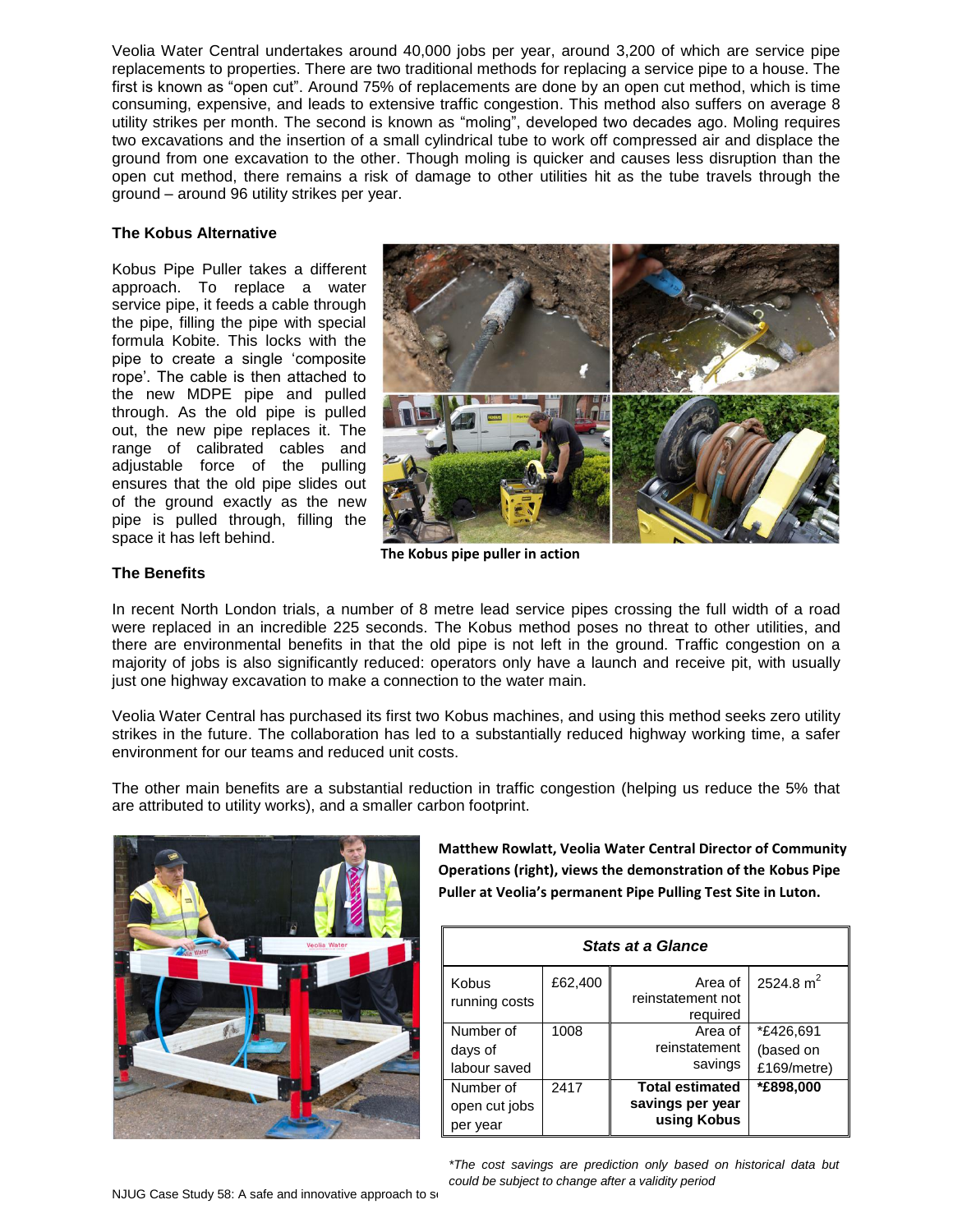Veolia Water Central undertakes around 40,000 jobs per year, around 3,200 of which are service pipe replacements to properties. There are two traditional methods for replacing a service pipe to a house. The first is known as "open cut". Around 75% of replacements are done by an open cut method, which is time consuming, expensive, and leads to extensive traffic congestion. This method also suffers on average 8 utility strikes per month. The second is known as "moling", developed two decades ago. Moling requires two excavations and the insertion of a small cylindrical tube to work off compressed air and displace the ground from one excavation to the other. Though moling is quicker and causes less disruption than the open cut method, there remains a risk of damage to other utilities hit as the tube travels through the ground – around 96 utility strikes per year.

### The Kobus Alternative

Kobus Pipe Puller takes a different approach. To replace a water service pipe, it feeds a cable through the pipe, filling the pipe with special formula Kobite. This locks with the pipe to create a single 'composite rope'. The cable is then attached to the new MDPE pipe and pulled through. As the old pipe is pulled out, the new pipe replaces it. The range of calibrated cables and adjustable force of the pulling ensures that the old pipe slides out of the ground exactly as the new pipe is pulled through, filling the space it has left behind.

**The Kobus pipe puller in action**

### The Benefits

In recent North London trials, a number of 8 metre lead service pipes crossing the full width of a road were replaced in an incredible 225 seconds. The Kobus method poses no threat to other utilities, and there are environmental benefits in that the old pipe is not left in the ground. Traffic congestion on a majority of jobs is also significantly reduced: operators only have a launch and receive pit, with usually just one highway excavation to make a connection to the water main.

Veolia Water Central has purchased its first two Kobus machines, and using this method seeks zero utility strikes in the future. The collaboration has led to a substantially reduced highway working time, a safer environment for our teams and reduced unit costs.

The other main benefits are a substantial reduction in traffic congestion (helping us reduce the 5% that are attributed to utility works), and a smaller carbon footprint.

**Matthew Rowlatt, Veolia Water Central Director of Community Operations (right), views the demonstration of the Kobus Pipe Puller at Veolia's permanent Pipe Pulling Test Site in Luton.**

***Stats at a Glance***

| | | | |
|---|---|---|---|
| Kobus running costs | £62,400 | Area of reinstatement not required | 2524.8 $m^2$ |
| Number of days of labour saved | 1008 | Area of reinstatement savings | *£426,691 (based on £169/metre) |
| Number of open cut jobs per year | 2417 | **Total estimated savings per year using Kobus** | ***£898,000** |

*\*The cost savings are prediction only based on historical data but could be subject to change after a validity period*